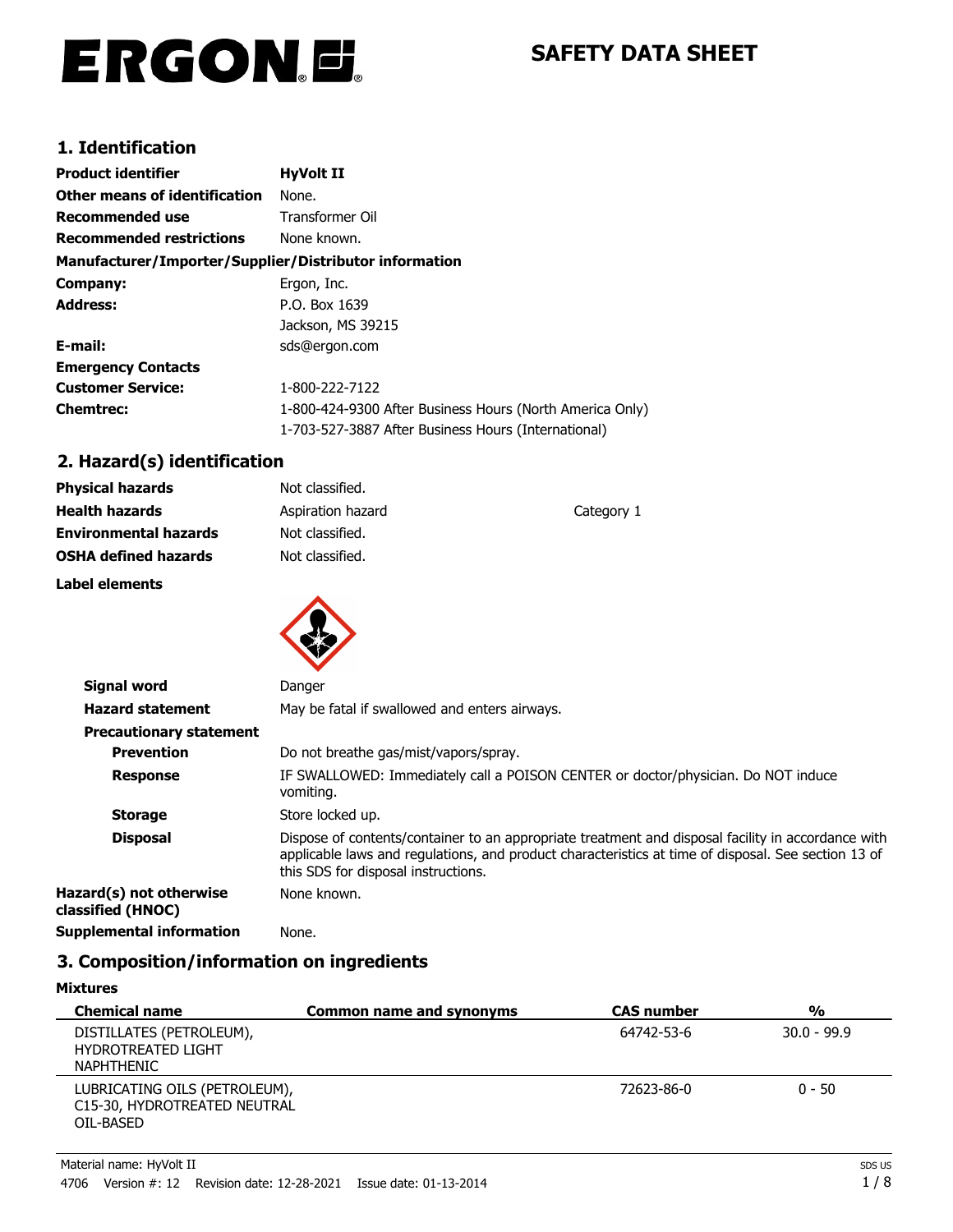# ERGON

# SAFETY DATA SHEET

## 1. Identification

| | |
|---|---|
| **Product identifier** | **HyVolt II** |
| **Other means of identification** | None. |
| **Recommended use** | Transformer Oil |
| **Recommended restrictions** | None known. |

**Manufacturer/Importer/Supplier/Distributor information**

| | |
|---|---|
| **Company:** | Ergon, Inc. |
| **Address:** | P.O. Box 1639<br>Jackson, MS 39215 |
| **E-mail:** | sds@ergon.com |
| **Emergency Contacts** | |
| **Customer Service:** | 1-800-222-7122 |
| **Chemtrec:** | 1-800-424-9300 After Business Hours (North America Only)<br>1-703-527-3887 After Business Hours (International) |

## 2. Hazard(s) identification

| | | |
|---|---|---|
| **Physical hazards** | Not classified. | |
| **Health hazards** | Aspiration hazard | Category 1 |
| **Environmental hazards** | Not classified. | |
| **OSHA defined hazards** | Not classified. | |

**Label elements**

| | |
|---|---|
| **Signal word** | Danger |
| **Hazard statement** | May be fatal if swallowed and enters airways. |
| **Precautionary statement** | |
| **Prevention** | Do not breathe gas/mist/vapors/spray. |
| **Response** | IF SWALLOWED: Immediately call a POISON CENTER or doctor/physician. Do NOT induce vomiting. |
| **Storage** | Store locked up. |
| **Disposal** | Dispose of contents/container to an appropriate treatment and disposal facility in accordance with applicable laws and regulations, and product characteristics at time of disposal. See section 13 of this SDS for disposal instructions. |
| **Hazard(s) not otherwise classified (HNOC)** | None known. |
| **Supplemental information** | None. |

## 3. Composition/information on ingredients

**Mixtures**

| Chemical name | Common name and synonyms | CAS number | % |
|---|---|---|---|
| DISTILLATES (PETROLEUM), HYDROTREATED LIGHT NAPHTHENIC | | 64742-53-6 | 30.0 - 99.9 |
| LUBRICATING OILS (PETROLEUM), C15-30, HYDROTREATED NEUTRAL OIL-BASED | | 72623-86-0 | 0 - 50 |

Material name: HyVolt II

4706 Version #: 12 Revision date: 12-28-2021 Issue date: 01-13-2014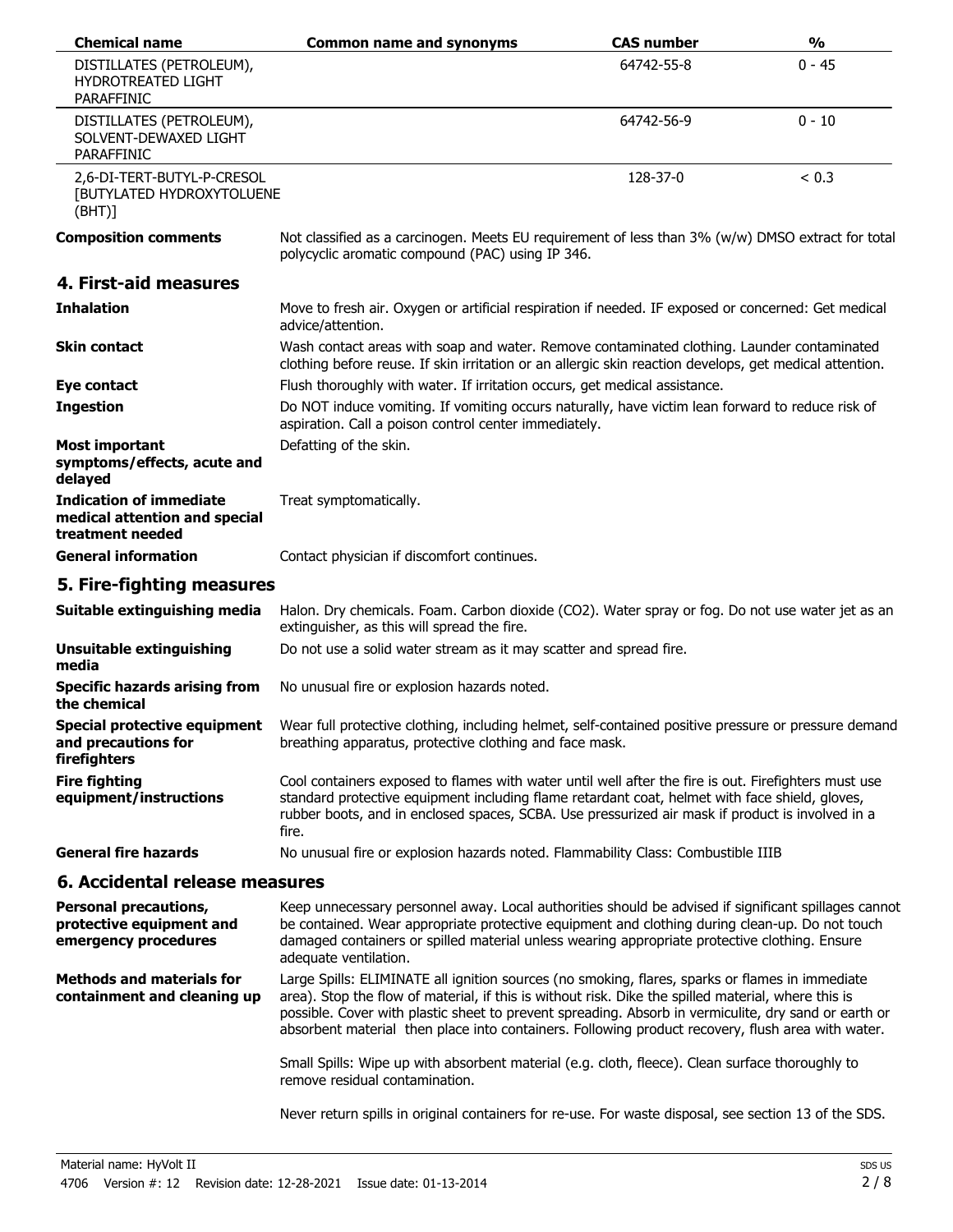| Chemical name | Common name and synonyms | CAS number | % |
| --- | --- | --- | --- |
| DISTILLATES (PETROLEUM), HYDROTREATED LIGHT PARAFFINIC | | 64742-55-8 | 0 - 45 |
| DISTILLATES (PETROLEUM), SOLVENT-DEWAXED LIGHT PARAFFINIC | | 64742-56-9 | 0 - 10 |
| 2,6-DI-TERT-BUTYL-P-CRESOL [BUTYLATED HYDROXYTOLUENE (BHT)] | | 128-37-0 | < 0.3 |

**Composition comments** Not classified as a carcinogen. Meets EU requirement of less than 3% (w/w) DMSO extract for total polycyclic aromatic compound (PAC) using IP 346.

## 4. First-aid measures

**Inhalation** Move to fresh air. Oxygen or artificial respiration if needed. IF exposed or concerned: Get medical advice/attention.

**Skin contact** Wash contact areas with soap and water. Remove contaminated clothing. Launder contaminated clothing before reuse. If skin irritation or an allergic skin reaction develops, get medical attention.

**Eye contact** Flush thoroughly with water. If irritation occurs, get medical assistance.

**Ingestion** Do NOT induce vomiting. If vomiting occurs naturally, have victim lean forward to reduce risk of aspiration. Call a poison control center immediately.

**Most important symptoms/effects, acute and delayed** Defatting of the skin.

**Indication of immediate medical attention and special treatment needed** Treat symptomatically.

**General information** Contact physician if discomfort continues.

## 5. Fire-fighting measures

**Suitable extinguishing media** Halon. Dry chemicals. Foam. Carbon dioxide ($CO_2$). Water spray or fog. Do not use water jet as an extinguisher, as this will spread the fire.

**Unsuitable extinguishing media** Do not use a solid water stream as it may scatter and spread fire.

**Specific hazards arising from the chemical** No unusual fire or explosion hazards noted.

**Special protective equipment and precautions for firefighters** Wear full protective clothing, including helmet, self-contained positive pressure or pressure demand breathing apparatus, protective clothing and face mask.

**Fire fighting equipment/instructions** Cool containers exposed to flames with water until well after the fire is out. Firefighters must use standard protective equipment including flame retardant coat, helmet with face shield, gloves, rubber boots, and in enclosed spaces, SCBA. Use pressurized air mask if product is involved in a fire.

**General fire hazards** No unusual fire or explosion hazards noted. Flammability Class: Combustible IIIB

## 6. Accidental release measures

**Personal precautions, protective equipment and emergency procedures** Keep unnecessary personnel away. Local authorities should be advised if significant spillages cannot be contained. Wear appropriate protective equipment and clothing during clean-up. Do not touch damaged containers or spilled material unless wearing appropriate protective clothing. Ensure adequate ventilation.

**Methods and materials for containment and cleaning up** Large Spills: ELIMINATE all ignition sources (no smoking, flares, sparks or flames in immediate area). Stop the flow of material, if this is without risk. Dike the spilled material, where this is possible. Cover with plastic sheet to prevent spreading. Absorb in vermiculite, dry sand or earth or absorbent material then place into containers. Following product recovery, flush area with water.

Small Spills: Wipe up with absorbent material (e.g. cloth, fleece). Clean surface thoroughly to remove residual contamination.

Never return spills in original containers for re-use. For waste disposal, see section 13 of the SDS.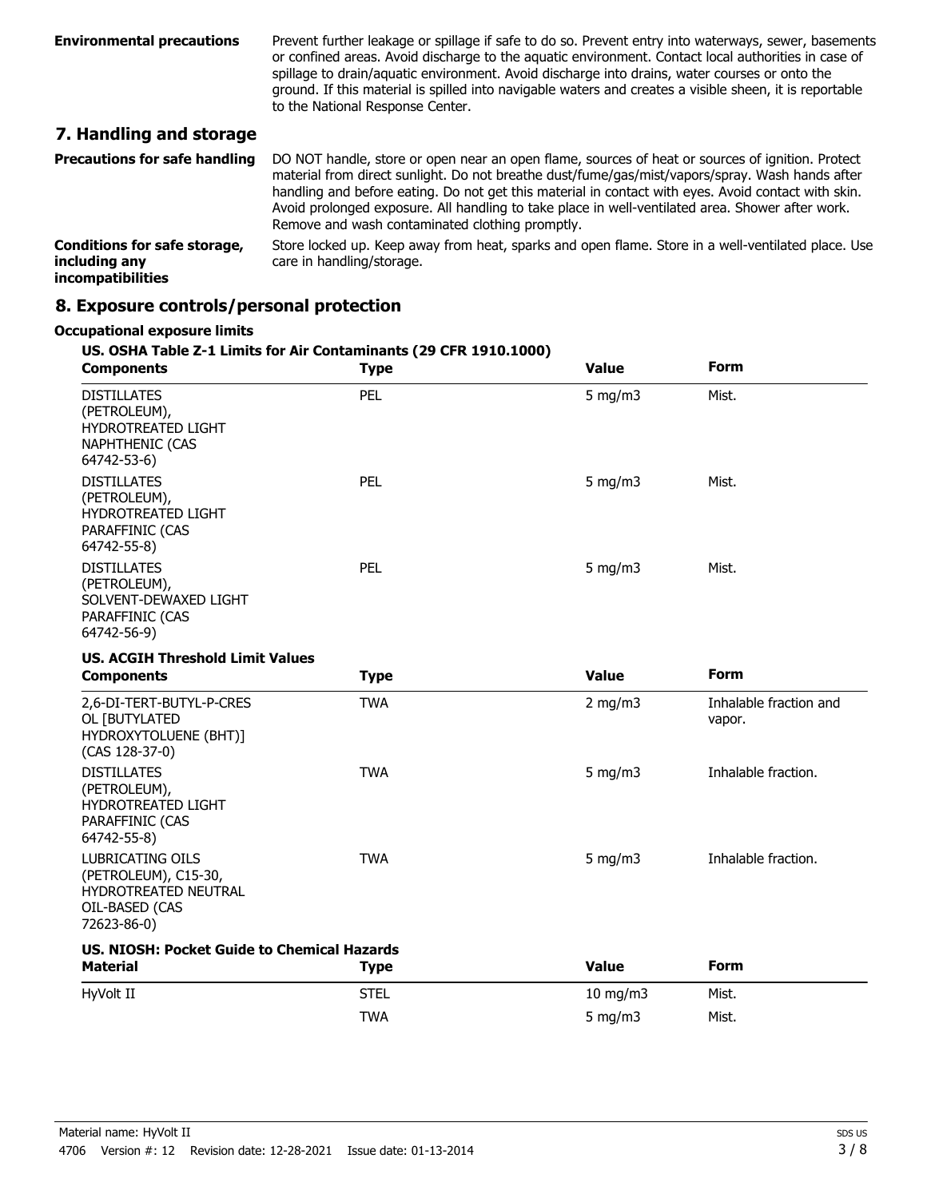**Environmental precautions** Prevent further leakage or spillage if safe to do so. Prevent entry into waterways, sewer, basements or confined areas. Avoid discharge to the aquatic environment. Contact local authorities in case of spillage to drain/aquatic environment. Avoid discharge into drains, water courses or onto the ground. If this material is spilled into navigable waters and creates a visible sheen, it is reportable to the National Response Center.

## 7. Handling and storage

**Precautions for safe handling** DO NOT handle, store or open near an open flame, sources of heat or sources of ignition. Protect material from direct sunlight. Do not breathe dust/fume/gas/mist/vapors/spray. Wash hands after handling and before eating. Do not get this material in contact with eyes. Avoid contact with skin. Avoid prolonged exposure. All handling to take place in well-ventilated area. Shower after work. Remove and wash contaminated clothing promptly.

**Conditions for safe storage, including any incompatibilities** Store locked up. Keep away from heat, sparks and open flame. Store in a well-ventilated place. Use care in handling/storage.

## 8. Exposure controls/personal protection

**Occupational exposure limits**

**US. OSHA Table Z-1 Limits for Air Contaminants (29 CFR 1910.1000)**

| Components | Type | Value | Form |
|---|---|---|---|
| DISTILLATES (PETROLEUM), HYDROTREATED LIGHT NAPHTHENIC (CAS 64742-53-6) | PEL | 5 mg/m3 | Mist. |
| DISTILLATES (PETROLEUM), HYDROTREATED LIGHT PARAFFINIC (CAS 64742-55-8) | PEL | 5 mg/m3 | Mist. |
| DISTILLATES (PETROLEUM), SOLVENT-DEWAXED LIGHT PARAFFINIC (CAS 64742-56-9) | PEL | 5 mg/m3 | Mist. |

**US. ACGIH Threshold Limit Values**

| Components | Type | Value | Form |
|---|---|---|---|
| 2,6-DI-TERT-BUTYL-P-CRESOL [BUTYLATED HYDROXYTOLUENE (BHT)] (CAS 128-37-0) | TWA | 2 mg/m3 | Inhalable fraction and vapor. |
| DISTILLATES (PETROLEUM), HYDROTREATED LIGHT PARAFFINIC (CAS 64742-55-8) | TWA | 5 mg/m3 | Inhalable fraction. |
| LUBRICATING OILS (PETROLEUM), C15-30, HYDROTREATED NEUTRAL OIL-BASED (CAS 72623-86-0) | TWA | 5 mg/m3 | Inhalable fraction. |

**US. NIOSH: Pocket Guide to Chemical Hazards**

| Material | Type | Value | Form |
|---|---|---|---|
| HyVolt II | STEL | 10 mg/m3 | Mist. |
| | TWA | 5 mg/m3 | Mist. |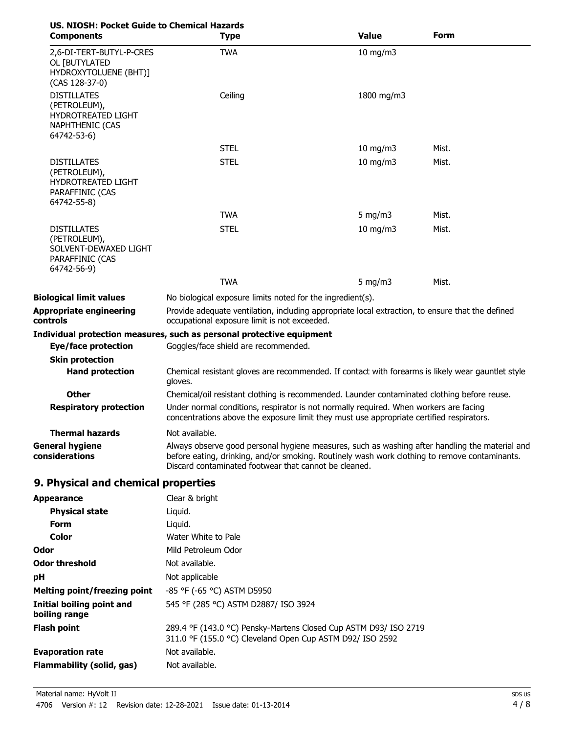**US. NIOSH: Pocket Guide to Chemical Hazards**

| Components | Type | Value | Form |
|---|---|---|---|
| 2,6-DI-TERT-BUTYL-P-CRESOL [BUTYLATED HYDROXYTOLUENE (BHT)] (CAS 128-37-0) | TWA | 10 mg/m3 | |
| DISTILLATES (PETROLEUM), HYDROTREATED LIGHT NAPHTHENIC (CAS 64742-53-6) | Ceiling | 1800 mg/m3 | |
| | STEL | 10 mg/m3 | Mist. |
| DISTILLATES (PETROLEUM), HYDROTREATED LIGHT PARAFFINIC (CAS 64742-55-8) | STEL | 10 mg/m3 | Mist. |
| | TWA | 5 mg/m3 | Mist. |
| DISTILLATES (PETROLEUM), SOLVENT-DEWAXED LIGHT PARAFFINIC (CAS 64742-56-9) | STEL | 10 mg/m3 | Mist. |
| | TWA | 5 mg/m3 | Mist. |

**Biological limit values** No biological exposure limits noted for the ingredient(s).

**Appropriate engineering controls** Provide adequate ventilation, including appropriate local extraction, to ensure that the defined occupational exposure limit is not exceeded.

**Individual protection measures, such as personal protective equipment**

**Eye/face protection** Goggles/face shield are recommended.

**Skin protection**

**Hand protection** Chemical resistant gloves are recommended. If contact with forearms is likely wear gauntlet style gloves.

**Other** Chemical/oil resistant clothing is recommended. Launder contaminated clothing before reuse.

**Respiratory protection** Under normal conditions, respirator is not normally required. When workers are facing concentrations above the exposure limit they must use appropriate certified respirators.

**Thermal hazards** Not available.

**General hygiene considerations** Always observe good personal hygiene measures, such as washing after handling the material and before eating, drinking, and/or smoking. Routinely wash work clothing to remove contaminants. Discard contaminated footwear that cannot be cleaned.

## 9. Physical and chemical properties

**Appearance** Clear & bright

**Physical state** Liquid.

**Form** Liquid.

**Color** Water White to Pale

**Odor** Mild Petroleum Odor

**Odor threshold** Not available.

**pH** Not applicable

**Melting point/freezing point** -85 °F (-65 °C) ASTM D5950

**Initial boiling point and boiling range** 545 °F (285 °C) ASTM D2887/ ISO 3924

**Flash point** 289.4 °F (143.0 °C) Pensky-Martens Closed Cup ASTM D93/ ISO 2719
311.0 °F (155.0 °C) Cleveland Open Cup ASTM D92/ ISO 2592

**Evaporation rate** Not available.

**Flammability (solid, gas)** Not available.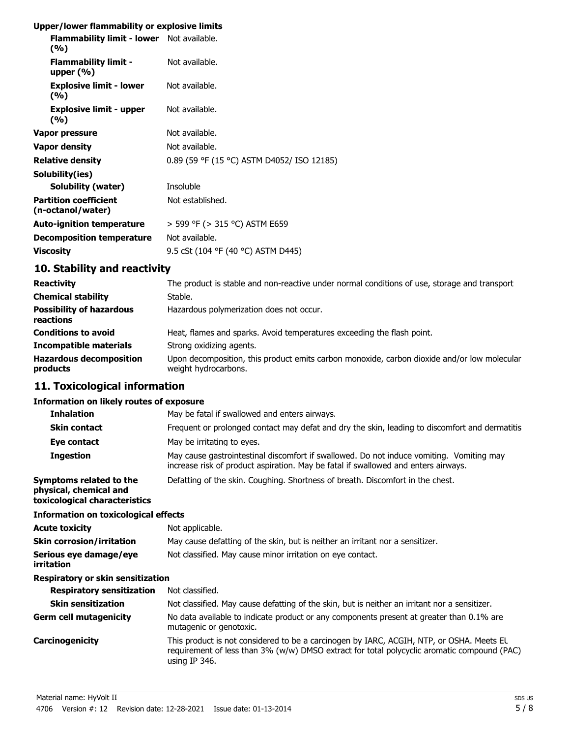**Upper/lower flammability or explosive limits**

| | |
|---|---|
| **Flammability limit - lower (%)** | Not available. |
| **Flammability limit - upper (%)** | Not available. |
| **Explosive limit - lower (%)** | Not available. |
| **Explosive limit - upper (%)** | Not available. |
| **Vapor pressure** | Not available. |
| **Vapor density** | Not available. |
| **Relative density** | 0.89 (59 °F (15 °C) ASTM D4052/ ISO 12185) |
| **Solubility(ies)** | |
| **Solubility (water)** | Insoluble |
| **Partition coefficient (n-octanol/water)** | Not established. |
| **Auto-ignition temperature** | > 599 °F (> 315 °C) ASTM E659 |
| **Decomposition temperature** | Not available. |
| **Viscosity** | 9.5 cSt (104 °F (40 °C) ASTM D445) |

## 10. Stability and reactivity

| | |
|---|---|
| **Reactivity** | The product is stable and non-reactive under normal conditions of use, storage and transport |
| **Chemical stability** | Stable. |
| **Possibility of hazardous reactions** | Hazardous polymerization does not occur. |
| **Conditions to avoid** | Heat, flames and sparks. Avoid temperatures exceeding the flash point. |
| **Incompatible materials** | Strong oxidizing agents. |
| **Hazardous decomposition products** | Upon decomposition, this product emits carbon monoxide, carbon dioxide and/or low molecular weight hydrocarbons. |

## 11. Toxicological information

**Information on likely routes of exposure**

| | |
|---|---|
| **Inhalation** | May be fatal if swallowed and enters airways. |
| **Skin contact** | Frequent or prolonged contact may defat and dry the skin, leading to discomfort and dermatitis |
| **Eye contact** | May be irritating to eyes. |
| **Ingestion** | May cause gastrointestinal discomfort if swallowed. Do not induce vomiting. Vomiting may increase risk of product aspiration. May be fatal if swallowed and enters airways. |
| **Symptoms related to the physical, chemical and toxicological characteristics** | Defatting of the skin. Coughing. Shortness of breath. Discomfort in the chest. |

**Information on toxicological effects**

| | |
|---|---|
| **Acute toxicity** | Not applicable. |
| **Skin corrosion/irritation** | May cause defatting of the skin, but is neither an irritant nor a sensitizer. |
| **Serious eye damage/eye irritation** | Not classified. May cause minor irritation on eye contact. |
| **Respiratory or skin sensitization** | |
| **Respiratory sensitization** | Not classified. |
| **Skin sensitization** | Not classified. May cause defatting of the skin, but is neither an irritant nor a sensitizer. |
| **Germ cell mutagenicity** | No data available to indicate product or any components present at greater than 0.1% are mutagenic or genotoxic. |
| **Carcinogenicity** | This product is not considered to be a carcinogen by IARC, ACGIH, NTP, or OSHA. Meets EU requirement of less than 3% (w/w) DMSO extract for total polycyclic aromatic compound (PAC) using IP 346. |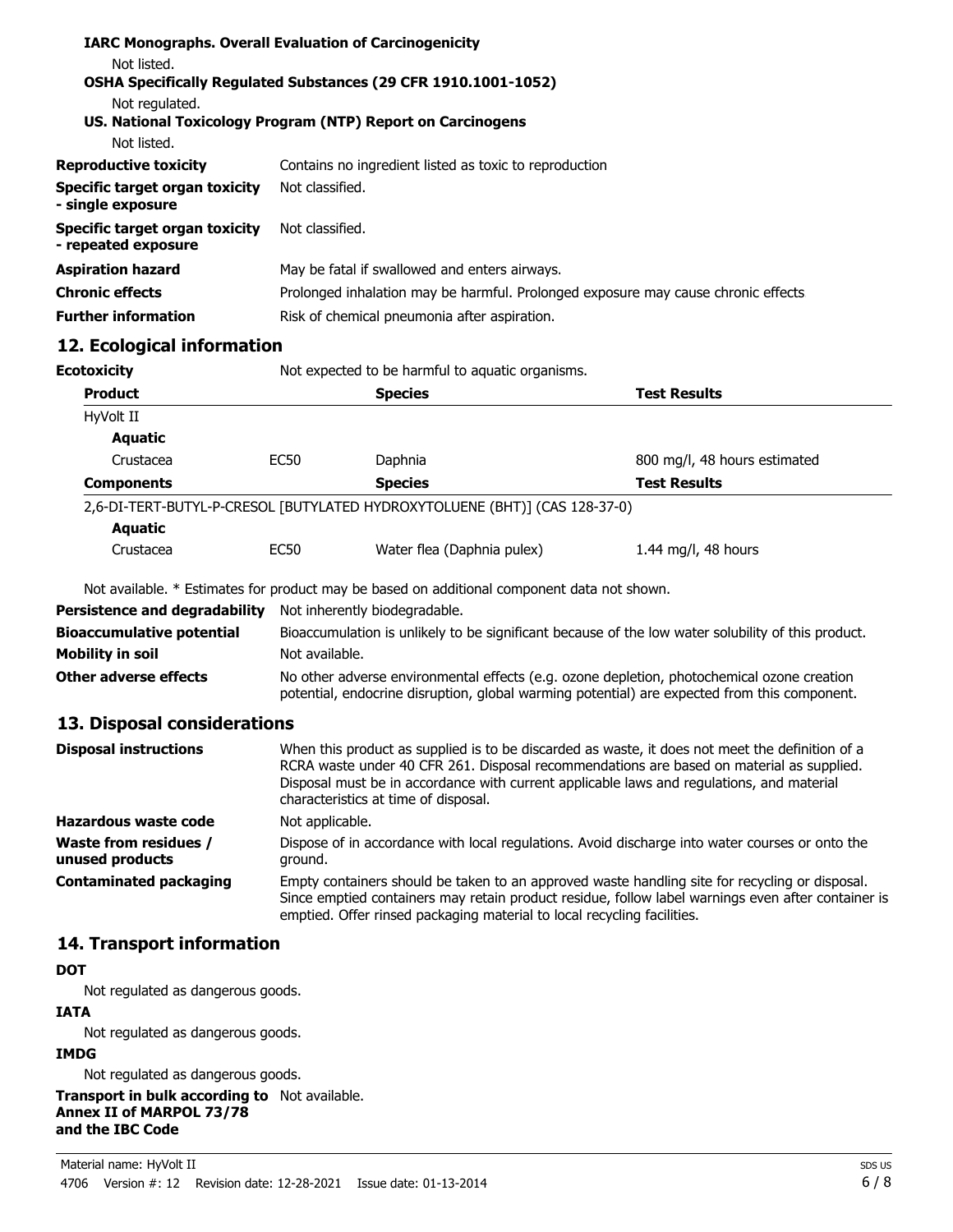**IARC Monographs. Overall Evaluation of Carcinogenicity**

Not listed.

**OSHA Specifically Regulated Substances (29 CFR 1910.1001-1052)**

Not regulated.

**US. National Toxicology Program (NTP) Report on Carcinogens**

Not listed.

| | |
|---|---|
| **Reproductive toxicity** | Contains no ingredient listed as toxic to reproduction |
| **Specific target organ toxicity - single exposure** | Not classified. |
| **Specific target organ toxicity - repeated exposure** | Not classified. |
| **Aspiration hazard** | May be fatal if swallowed and enters airways. |
| **Chronic effects** | Prolonged inhalation may be harmful. Prolonged exposure may cause chronic effects |
| **Further information** | Risk of chemical pneumonia after aspiration. |

## 12. Ecological information

**Ecotoxicity** Not expected to be harmful to aquatic organisms.

| **Product** | | **Species** | **Test Results** |
|---|---|---|---|
| HyVolt II | | | |
| **Aquatic** | | | |
| Crustacea | EC50 | Daphnia | 800 mg/l, 48 hours estimated |
| **Components** | | **Species** | **Test Results** |
| 2,6-DI-TERT-BUTYL-P-CRESOL [BUTYLATED HYDROXYTOLUENE (BHT)] (CAS 128-37-0) | | | |
| **Aquatic** | | | |
| Crustacea | EC50 | Water flea (Daphnia pulex) | 1.44 mg/l, 48 hours |

Not available. * Estimates for product may be based on additional component data not shown.

| | |
|---|---|
| **Persistence and degradability** | Not inherently biodegradable. |
| **Bioaccumulative potential** | Bioaccumulation is unlikely to be significant because of the low water solubility of this product. |
| **Mobility in soil** | Not available. |
| **Other adverse effects** | No other adverse environmental effects (e.g. ozone depletion, photochemical ozone creation potential, endocrine disruption, global warming potential) are expected from this component. |

## 13. Disposal considerations

| | |
|---|---|
| **Disposal instructions** | When this product as supplied is to be discarded as waste, it does not meet the definition of a RCRA waste under 40 CFR 261. Disposal recommendations are based on material as supplied. Disposal must be in accordance with current applicable laws and regulations, and material characteristics at time of disposal. |
| **Hazardous waste code** | Not applicable. |
| **Waste from residues / unused products** | Dispose of in accordance with local regulations. Avoid discharge into water courses or onto the ground. |
| **Contaminated packaging** | Empty containers should be taken to an approved waste handling site for recycling or disposal. Since emptied containers may retain product residue, follow label warnings even after container is emptied. Offer rinsed packaging material to local recycling facilities. |

## 14. Transport information

**DOT**

Not regulated as dangerous goods.

**IATA**

Not regulated as dangerous goods.

**IMDG**

Not regulated as dangerous goods.

**Transport in bulk according to Annex II of MARPOL 73/78 and the IBC Code** Not available.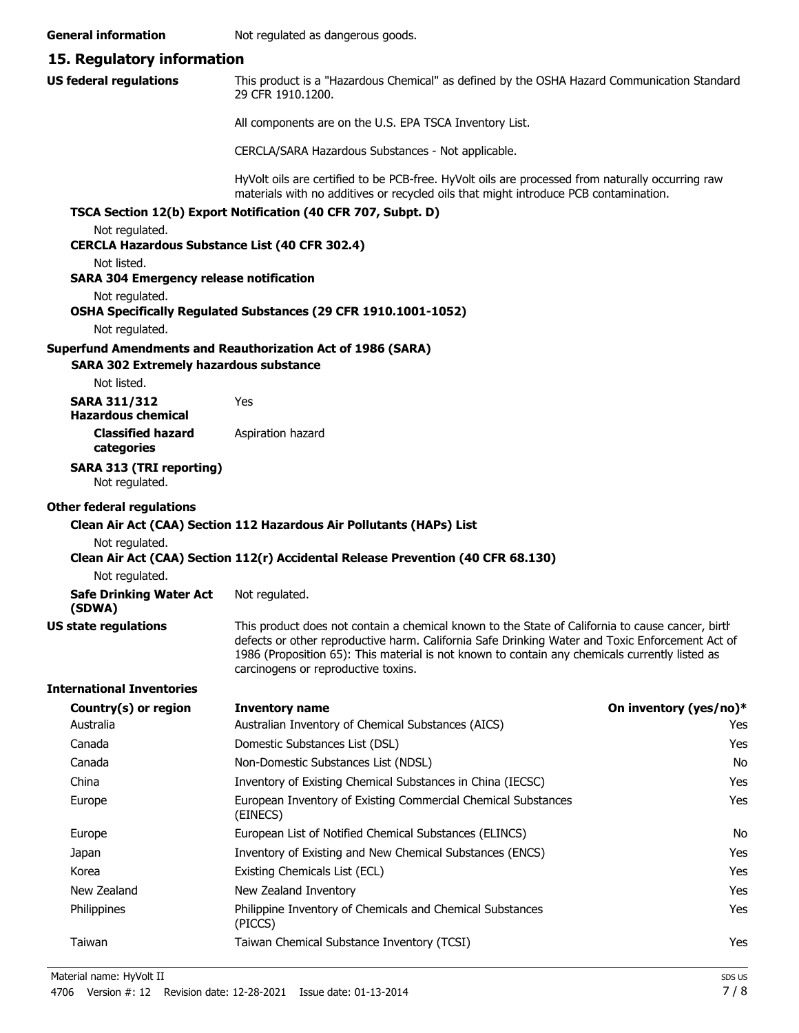**General information** Not regulated as dangerous goods.

## 15. Regulatory information

**US federal regulations**

This product is a "Hazardous Chemical" as defined by the OSHA Hazard Communication Standard 29 CFR 1910.1200.

All components are on the U.S. EPA TSCA Inventory List.

CERCLA/SARA Hazardous Substances - Not applicable.

HyVolt oils are certified to be PCB-free. HyVolt oils are processed from naturally occurring raw materials with no additives or recycled oils that might introduce PCB contamination.

**TSCA Section 12(b) Export Notification (40 CFR 707, Subpt. D)**

Not regulated.

**CERCLA Hazardous Substance List (40 CFR 302.4)**

Not listed.

**SARA 304 Emergency release notification**

Not regulated.

**OSHA Specifically Regulated Substances (29 CFR 1910.1001-1052)**

Not regulated.

**Superfund Amendments and Reauthorization Act of 1986 (SARA)**

**SARA 302 Extremely hazardous substance**

Not listed.

**SARA 311/312 Hazardous chemical** Yes

**Classified hazard categories** Aspiration hazard

**SARA 313 (TRI reporting)**

Not regulated.

**Other federal regulations**

**Clean Air Act (CAA) Section 112 Hazardous Air Pollutants (HAPs) List**

Not regulated.

**Clean Air Act (CAA) Section 112(r) Accidental Release Prevention (40 CFR 68.130)**

Not regulated.

**Safe Drinking Water Act (SDWA)** Not regulated.

**US state regulations**

This product does not contain a chemical known to the State of California to cause cancer, birth defects or other reproductive harm. California Safe Drinking Water and Toxic Enforcement Act of 1986 (Proposition 65): This material is not known to contain any chemicals currently listed as carcinogens or reproductive toxins.

**International Inventories**

| Country(s) or region | Inventory name | On inventory (yes/no)* |
|---|---|---|
| Australia | Australian Inventory of Chemical Substances (AICS) | Yes |
| Canada | Domestic Substances List (DSL) | Yes |
| Canada | Non-Domestic Substances List (NDSL) | No |
| China | Inventory of Existing Chemical Substances in China (IECSC) | Yes |
| Europe | European Inventory of Existing Commercial Chemical Substances (EINECS) | Yes |
| Europe | European List of Notified Chemical Substances (ELINCS) | No |
| Japan | Inventory of Existing and New Chemical Substances (ENCS) | Yes |
| Korea | Existing Chemicals List (ECL) | Yes |
| New Zealand | New Zealand Inventory | Yes |
| Philippines | Philippine Inventory of Chemicals and Chemical Substances (PICCS) | Yes |
| Taiwan | Taiwan Chemical Substance Inventory (TCSI) | Yes |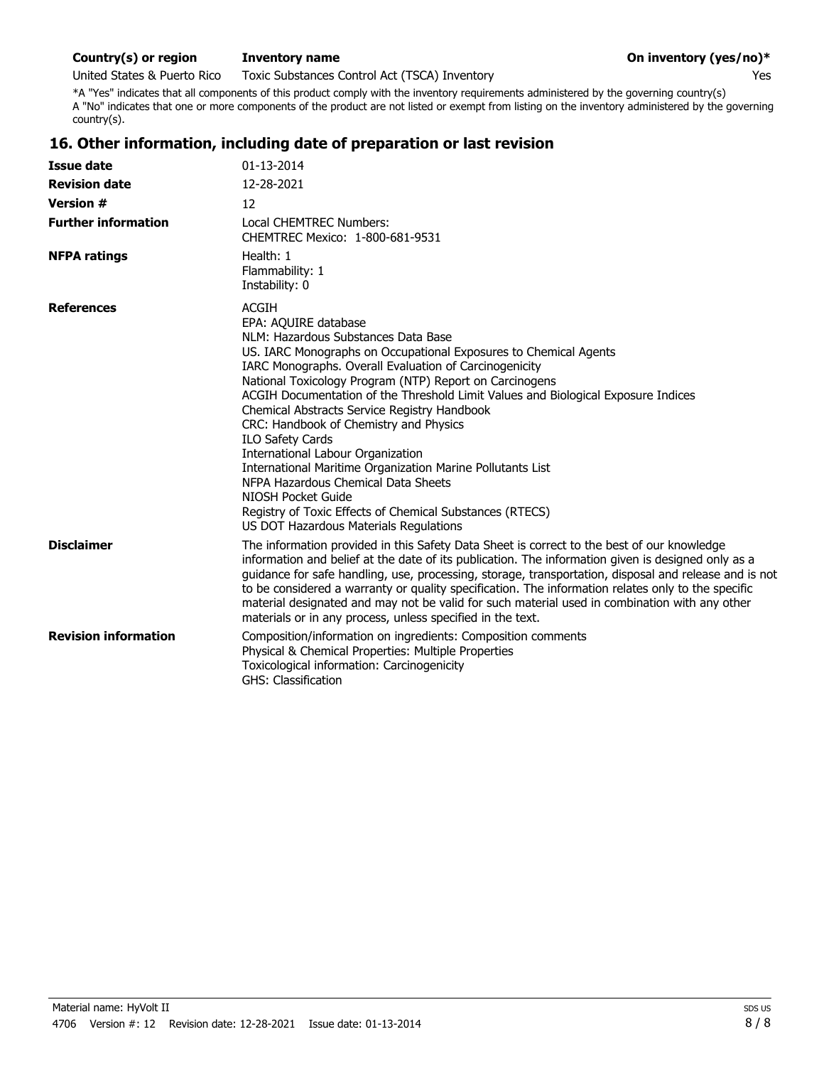| Country(s) or region | Inventory name | On inventory (yes/no)* |
| --- | --- | --- |
| United States & Puerto Rico | Toxic Substances Control Act (TSCA) Inventory | Yes |

*A "Yes" indicates that all components of this product comply with the inventory requirements administered by the governing country(s)
A "No" indicates that one or more components of the product are not listed or exempt from listing on the inventory administered by the governing country(s).

## 16. Other information, including date of preparation or last revision

**Issue date** 01-13-2014

**Revision date** 12-28-2021

**Version #** 12

**Further information**
Local CHEMTREC Numbers:
CHEMTREC Mexico: 1-800-681-9531

**NFPA ratings**
Health: 1
Flammability: 1
Instability: 0

**References**
ACGIH
EPA: AQUIRE database
NLM: Hazardous Substances Data Base
US. IARC Monographs on Occupational Exposures to Chemical Agents
IARC Monographs. Overall Evaluation of Carcinogenicity
National Toxicology Program (NTP) Report on Carcinogens
ACGIH Documentation of the Threshold Limit Values and Biological Exposure Indices
Chemical Abstracts Service Registry Handbook
CRC: Handbook of Chemistry and Physics
ILO Safety Cards
International Labour Organization
International Maritime Organization Marine Pollutants List
NFPA Hazardous Chemical Data Sheets
NIOSH Pocket Guide
Registry of Toxic Effects of Chemical Substances (RTECS)
US DOT Hazardous Materials Regulations

**Disclaimer**
The information provided in this Safety Data Sheet is correct to the best of our knowledge information and belief at the date of its publication. The information given is designed only as a guidance for safe handling, use, processing, storage, transportation, disposal and release and is not to be considered a warranty or quality specification. The information relates only to the specific material designated and may not be valid for such material used in combination with any other materials or in any process, unless specified in the text.

**Revision information**
Composition/information on ingredients: Composition comments
Physical & Chemical Properties: Multiple Properties
Toxicological information: Carcinogenicity
GHS: Classification